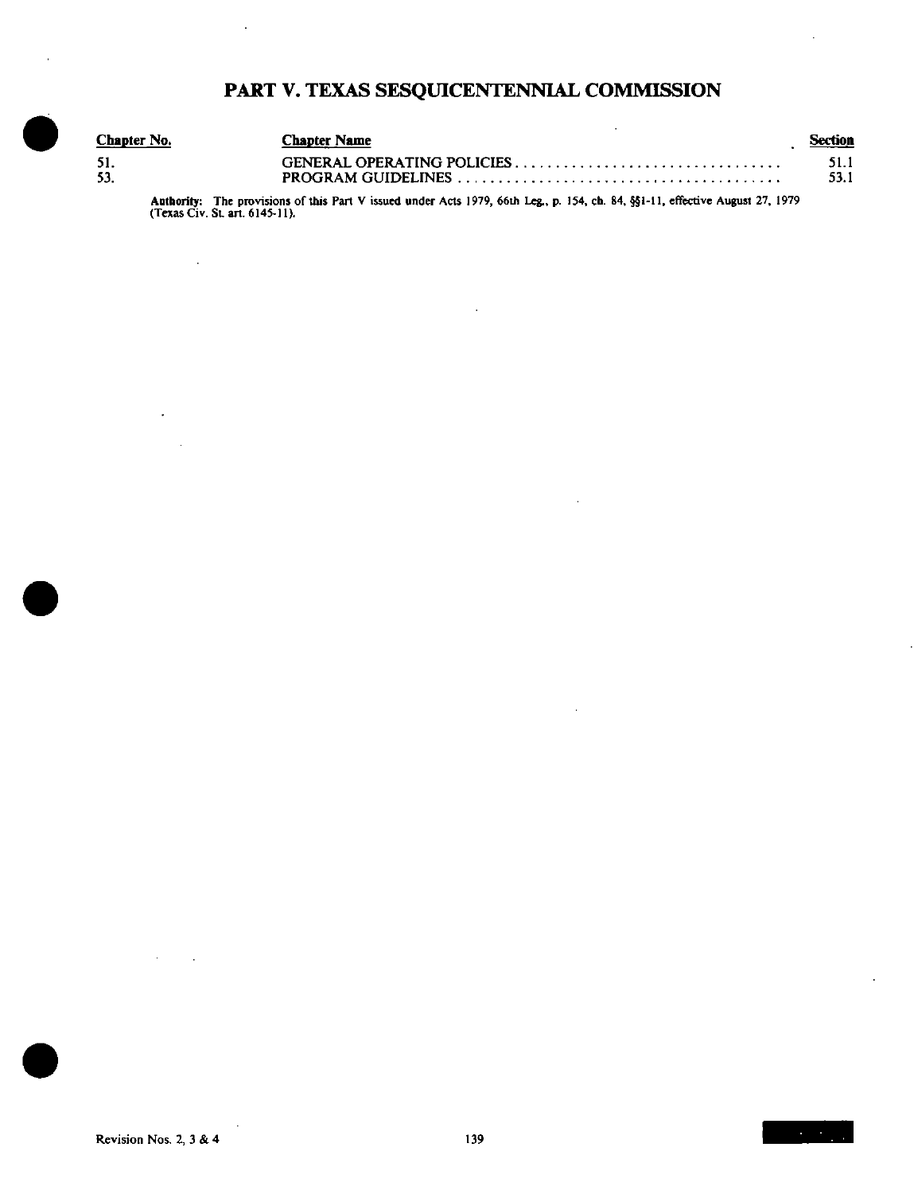# PART V. TEXAS SESQUICENTENNIAL COMMISSION

| Chapter No. | Chapter Name | Section |
|---|---|---|
| 51. | GENERAL OPERATING POLICIES | 51.1 |
| 53. | PROGRAM GUIDELINES | 53.1 |

**Authority:** The provisions of this Part V issued under Acts 1979, 66th Leg., p. 154, ch. 84, §§1-11, effective August 27, 1979 (Texas Civ. St. art. 6145-11).

Revision Nos. 2, 3 & 4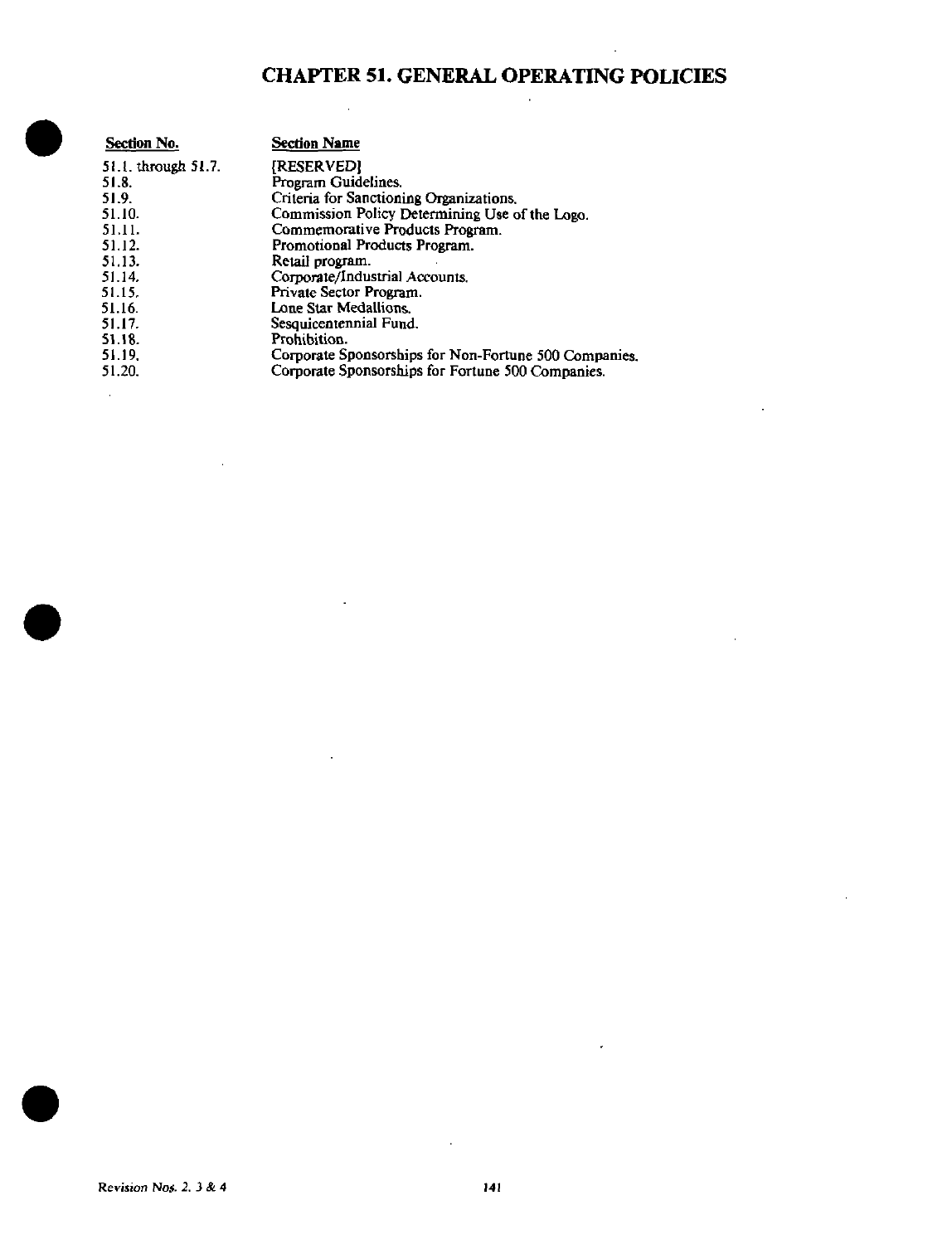# CHAPTER 51. GENERAL OPERATING POLICIES

| Section No. | Section Name |
|---|---|
| 51.1. through 51.7. | [RESERVED] |
| 51.8. | Program Guidelines. |
| 51.9. | Criteria for Sanctioning Organizations. |
| 51.10. | Commission Policy Determining Use of the Logo. |
| 51.11. | Commemorative Products Program. |
| 51.12. | Promotional Products Program. |
| 51.13. | Retail program. |
| 51.14. | Corporate/Industrial Accounts. |
| 51.15. | Private Sector Program. |
| 51.16. | Lone Star Medallions. |
| 51.17. | Sesquicentennial Fund. |
| 51.18. | Prohibition. |
| 51.19. | Corporate Sponsorships for Non-Fortune 500 Companies. |
| 51.20. | Corporate Sponsorships for Fortune 500 Companies. |

*Revision Nos. 2, 3 & 4*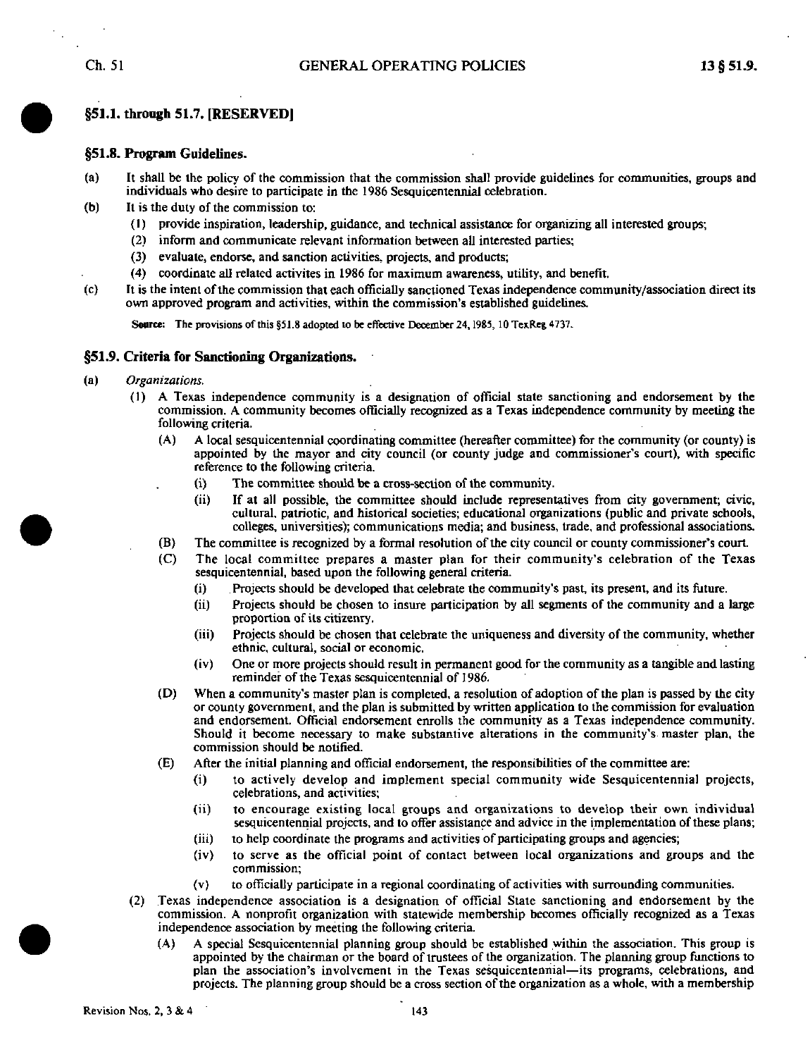## §51.1. through 51.7. [RESERVED]

## §51.8. Program Guidelines.

(a) It shall be the policy of the commission that the commission shall provide guidelines for communities, groups and individuals who desire to participate in the 1986 Sesquicentennial celebration.

(b) It is the duty of the commission to:

(1) provide inspiration, leadership, guidance, and technical assistance for organizing all interested groups;

(2) inform and communicate relevant information between all interested parties;

(3) evaluate, endorse, and sanction activities, projects, and products;

(4) coordinate all related activites in 1986 for maximum awareness, utility, and benefit.

(c) It is the intent of the commission that each officially sanctioned Texas independence community/association direct its own approved program and activities, within the commission's established guidelines.

**Source:** The provisions of this §51.8 adopted to be effective December 24, 1985, 10 TexReg 4737.

## §51.9. Criteria for Sanctioning Organizations.

(a) *Organizations.*

(1) A Texas independence community is a designation of official state sanctioning and endorsement by the commission. A community becomes officially recognized as a Texas independence community by meeting the following criteria.

(A) A local sesquicentennial coordinating committee (hereafter committee) for the community (or county) is appointed by the mayor and city council (or county judge and commissioner's court), with specific reference to the following criteria.

(i) The committee should be a cross-section of the community.

(ii) If at all possible, the committee should include representatives from city government; civic, cultural, patriotic, and historical societies; educational organizations (public and private schools, colleges, universities); communications media; and business, trade, and professional associations.

(B) The committee is recognized by a formal resolution of the city council or county commissioner's court.

(C) The local committee prepares a master plan for their community's celebration of the Texas sesquicentennial, based upon the following general criteria.

(i) Projects should be developed that celebrate the community's past, its present, and its future.

(ii) Projects should be chosen to insure participation by all segments of the community and a large proportion of its citizenry.

(iii) Projects should be chosen that celebrate the uniqueness and diversity of the community, whether ethnic, cultural, social or economic.

(iv) One or more projects should result in permanent good for the community as a tangible and lasting reminder of the Texas sesquicentennial of 1986.

(D) When a community's master plan is completed, a resolution of adoption of the plan is passed by the city or county government, and the plan is submitted by written application to the commission for evaluation and endorsement. Official endorsement enrolls the community as a Texas independence community. Should it become necessary to make substantive alterations in the community's master plan, the commission should be notified.

(E) After the initial planning and official endorsement, the responsibilities of the committee are:

(i) to actively develop and implement special community wide Sesquicentennial projects, celebrations, and activities;

(ii) to encourage existing local groups and organizations to develop their own individual sesquicentennial projects, and to offer assistance and advice in the implementation of these plans;

(iii) to help coordinate the programs and activities of participating groups and agencies;

(iv) to serve as the official point of contact between local organizations and groups and the commission;

(v) to officially participate in a regional coordinating of activities with surrounding communities.

(2) Texas independence association is a designation of official State sanctioning and endorsement by the commission. A nonprofit organization with statewide membership becomes officially recognized as a Texas independence association by meeting the following criteria.

(A) A special Sesquicentennial planning group should be established within the association. This group is appointed by the chairman or the board of trustees of the organization. The planning group functions to plan the association's involvement in the Texas sesquicentennial—its programs, celebrations, and projects. The planning group should be a cross section of the organization as a whole, with a membership

Revision Nos. 2, 3 & 4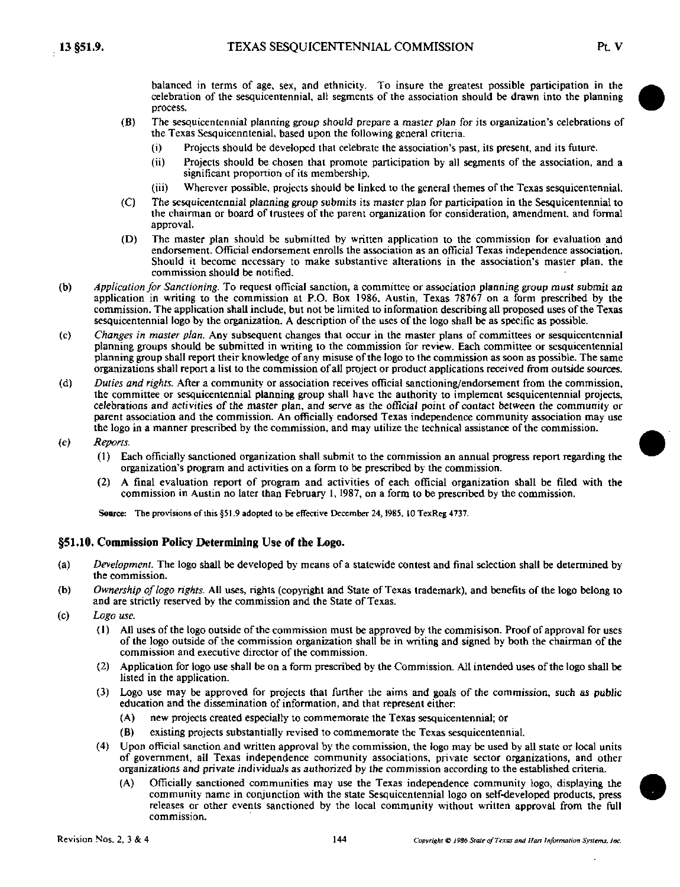balanced in terms of age, sex, and ethnicity. To insure the greatest possible participation in the celebration of the sesquicentennial, all segments of the association should be drawn into the planning process.

(B) The sesquicentennial planning group should prepare a master plan for its organization's celebrations of the Texas Sesquicenntenial, based upon the following general criteria.

(i) Projects should be developed that celebrate the association's past, its present, and its future.

(ii) Projects should be chosen that promote participation by all segments of the association, and a significant proportion of its membership.

(iii) Wherever possible, projects should be linked to the general themes of the Texas sesquicentennial.

(C) The sesquicentennial planning group submits its master plan for participation in the Sesquicentennial to the chairman or board of trustees of the parent organization for consideration, amendment, and formal approval.

(D) The master plan should be submitted by written application to the commission for evaluation and endorsement. Official endorsement enrolls the association as an official Texas independence association. Should it become necessary to make substantive alterations in the association's master plan, the commission should be notified.

(b) *Application for Sanctioning.* To request official sanction, a committee or association planning group must submit an application in writing to the commission at P.O. Box 1986, Austin, Texas 78767 on a form prescribed by the commission. The application shall include, but not be limited to information describing all proposed uses of the Texas sesquicentennial logo by the organization. A description of the uses of the logo shall be as specific as possible.

(c) *Changes in master plan.* Any subsequent changes that occur in the master plans of committees or sesquicentennial planning groups should be submitted in writing to the commission for review. Each committee or sesquicentennial planning group shall report their knowledge of any misuse of the logo to the commission as soon as possible. The same organizations shall report a list to the commission of all project or product applications received from outside sources.

(d) *Duties and rights.* After a community or association receives official sanctioning/endorsement from the commission, the committee or sesquicentennial planning group shall have the authority to implement sesquicentennial projects, celebrations and activities of the master plan, and serve as the official point of contact between the community or parent association and the commission. An officially endorsed Texas independence community association may use the logo in a manner prescribed by the commission, and may utilize the technical assistance of the commission.

(e) *Reports.*

(1) Each officially sanctioned organization shall submit to the commission an annual progress report regarding the organization's program and activities on a form to be prescribed by the commission.

(2) A final evaluation report of program and activities of each official organization shall be filed with the commission in Austin no later than February 1, 1987, on a form to be prescribed by the commission.

**Source:** The provisions of this §51.9 adopted to be effective December 24, 1985, 10 TexReg 4737.

## §51.10. Commission Policy Determining Use of the Logo.

(a) *Development.* The logo shall be developed by means of a statewide contest and final selection shall be determined by the commission.

(b) *Ownership of logo rights.* All uses, rights (copyright and State of Texas trademark), and benefits of the logo belong to and are strictly reserved by the commission and the State of Texas.

(c) *Logo use.*

(1) All uses of the logo outside of the commission must be approved by the commisison. Proof of approval for uses of the logo outside of the commission organization shall be in writing and signed by both the chairman of the commission and executive director of the commission.

(2) Application for logo use shall be on a form prescribed by the Commission. All intended uses of the logo shall be listed in the application.

(3) Logo use may be approved for projects that further the aims and goals of the commission, such as public education and the dissemination of information, and that represent either:

(A) new projects created especially to commemorate the Texas sesquicentennial; or

(B) existing projects substantially revised to commemorate the Texas sesquicentennial.

(4) Upon official sanction and written approval by the commission, the logo may be used by all state or local units of government, all Texas independence community associations, private sector organizations, and other organizations and private individuals as authorized by the commission according to the established criteria.

(A) Officially sanctioned communities may use the Texas independence community logo, displaying the community name in conjunction with the state Sesquicentennial logo on self-developed products, press releases or other events sanctioned by the local community without written approval from the full commission.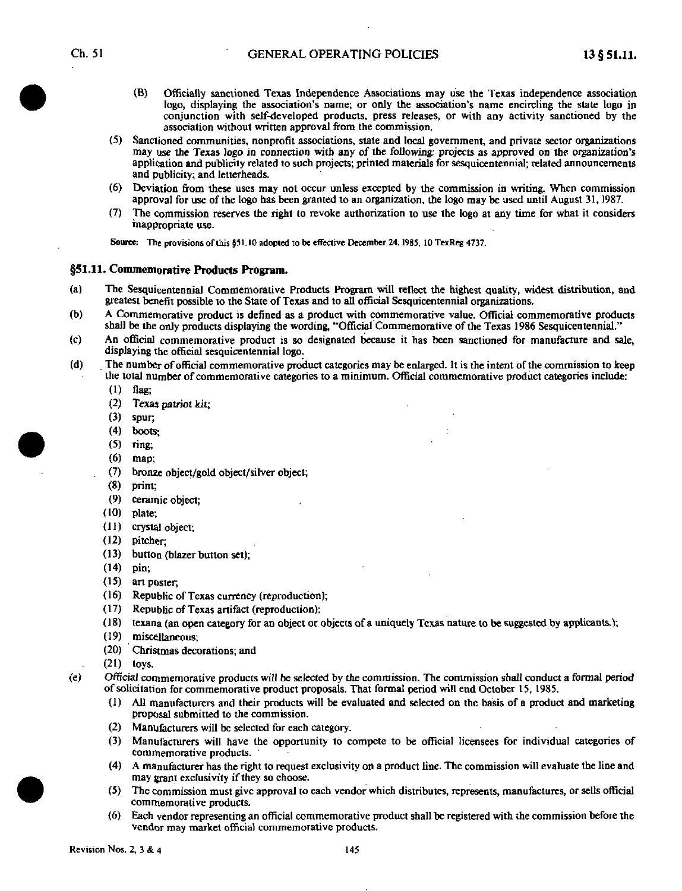(B) Officially sanctioned Texas Independence Associations may use the Texas independence association logo, displaying the association's name; or only the association's name encircling the state logo in conjunction with self-developed products, press releases, or with any activity sanctioned by the association without written approval from the commission.

(5) Sanctioned communities, nonprofit associations, state and local government, and private sector organizations may use the Texas logo in connection with any of the following: projects as approved on the organization's application and publicity related to such projects; printed materials for sesquicentennial; related announcements and publicity; and letterheads.

(6) Deviation from these uses may not occur unless excepted by the commission in writing. When commission approval for use of the logo has been granted to an organization, the logo may be used until August 31, 1987.

(7) The commission reserves the right to revoke authorization to use the logo at any time for what it considers inappropriate use.

Source: The provisions of this §51.10 adopted to be effective December 24, 1985, 10 TexReg 4737.

## §51.11. Commemorative Products Program.

(a) The Sesquicentennial Commemorative Products Program will reflect the highest quality, widest distribution, and greatest benefit possible to the State of Texas and to all official Sesquicentennial organizations.

(b) A Commemorative product is defined as a product with commemorative value. Official commemorative products shall be the only products displaying the wording, "Official Commemorative of the Texas 1986 Sesquicentennial."

(c) An official commemorative product is so designated because it has been sanctioned for manufacture and sale, displaying the official sesquicentennial logo.

(d) The number of official commemorative product categories may be enlarged. It is the intent of the commission to keep the total number of commemorative categories to a minimum. Official commemorative product categories include:

(1) flag;
(2) Texas patriot kit;
(3) spur;
(4) boots;
(5) ring;
(6) map;
(7) bronze object/gold object/silver object;
(8) print;
(9) ceramic object;
(10) plate;
(11) crystal object;
(12) pitcher;
(13) button (blazer button set);
(14) pin;
(15) art poster;
(16) Republic of Texas currency (reproduction);
(17) Republic of Texas artifact (reproduction);
(18) texana (an open category for an object or objects of a uniquely Texas nature to be suggested by applicants.);
(19) miscellaneous;
(20) Christmas decorations; and
(21) toys.

(e) Official commemorative products will be selected by the commission. The commission shall conduct a formal period of solicitation for commemorative product proposals. That formal period will end October 15, 1985.

(1) All manufacturers and their products will be evaluated and selected on the basis of a product and marketing proposal submitted to the commission.
(2) Manufacturers will be selected for each category.
(3) Manufacturers will have the opportunity to compete to be official licensees for individual categories of commemorative products.
(4) A manufacturer has the right to request exclusivity on a product line. The commission will evaluate the line and may grant exclusivity if they so choose.
(5) The commission must give approval to each vendor which distributes, represents, manufactures, or sells official commemorative products.
(6) Each vendor representing an official commemorative product shall be registered with the commission before the vendor may market official commemorative products.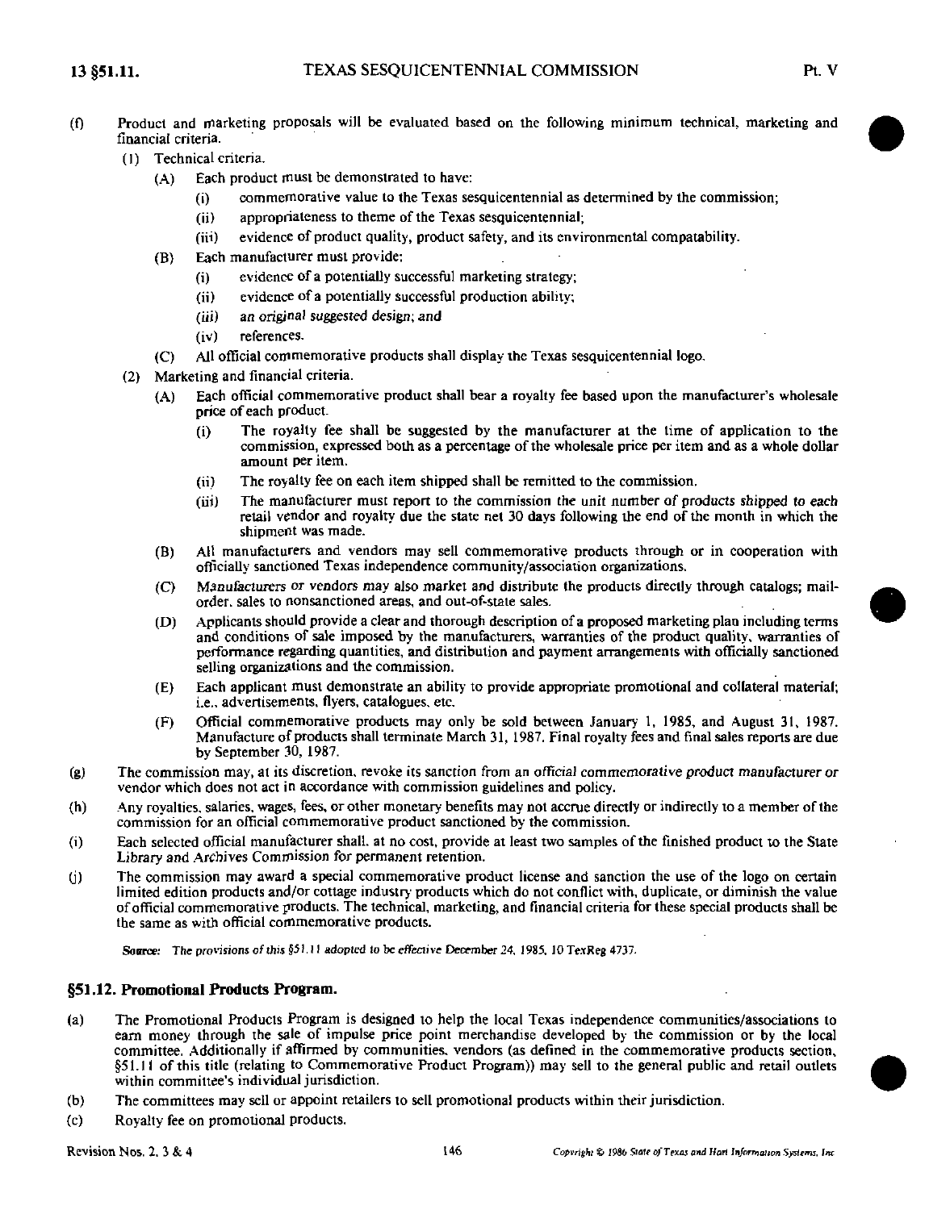(f) Product and marketing proposals will be evaluated based on the following minimum technical, marketing and financial criteria.

   (1) Technical criteria.

      (A) Each product must be demonstrated to have:

         (i) commemorative value to the Texas sesquicentennial as determined by the commission;

         (ii) appropriateness to theme of the Texas sesquicentennial;

         (iii) evidence of product quality, product safety, and its environmental compatability.

      (B) Each manufacturer must provide:

         (i) evidence of a potentially successful marketing strategy;

         (ii) evidence of a potentially successful production ability;

         (iii) an original suggested design; and

         (iv) references.

      (C) All official commemorative products shall display the Texas sesquicentennial logo.

   (2) Marketing and financial criteria.

      (A) Each official commemorative product shall bear a royalty fee based upon the manufacturer's wholesale price of each product.

         (i) The royalty fee shall be suggested by the manufacturer at the time of application to the commission, expressed both as a percentage of the wholesale price per item and as a whole dollar amount per item.

         (ii) The royalty fee on each item shipped shall be remitted to the commission.

         (iii) The manufacturer must report to the commission the unit number of products shipped to each retail vendor and royalty due the state net 30 days following the end of the month in which the shipment was made.

      (B) All manufacturers and vendors may sell commemorative products through or in cooperation with officially sanctioned Texas independence community/association organizations.

      (C) Manufacturers or vendors may also market and distribute the products directly through catalogs; mail-order, sales to nonsanctioned areas, and out-of-state sales.

      (D) Applicants should provide a clear and thorough description of a proposed marketing plan including terms and conditions of sale imposed by the manufacturers, warranties of the product quality, warranties of performance regarding quantities, and distribution and payment arrangements with officially sanctioned selling organizations and the commission.

      (E) Each applicant must demonstrate an ability to provide appropriate promotional and collateral material; i.e., advertisements, flyers, catalogues, etc.

      (F) Official commemorative products may only be sold between January 1, 1985, and August 31, 1987. Manufacture of products shall terminate March 31, 1987. Final royalty fees and final sales reports are due by September 30, 1987.

(g) The commission may, at its discretion, revoke its sanction from an official commemorative product manufacturer or vendor which does not act in accordance with commission guidelines and policy.

(h) Any royalties, salaries, wages, fees, or other monetary benefits may not accrue directly or indirectly to a member of the commission for an official commemorative product sanctioned by the commission.

(i) Each selected official manufacturer shall, at no cost, provide at least two samples of the finished product to the State Library and Archives Commission for permanent retention.

(j) The commission may award a special commemorative product license and sanction the use of the logo on certain limited edition products and/or cottage industry products which do not conflict with, duplicate, or diminish the value of official commemorative products. The technical, marketing, and financial criteria for these special products shall be the same as with official commemorative products.

*Source: The provisions of this §51.11 adopted to be effective December 24, 1985, 10 TexReg 4737.*

## §51.12. Promotional Products Program.

(a) The Promotional Products Program is designed to help the local Texas independence communities/associations to earn money through the sale of impulse price point merchandise developed by the commission or by the local committee. Additionally if affirmed by communities, vendors (as defined in the commemorative products section, §51.11 of this title (relating to Commemorative Product Program)) may sell to the general public and retail outlets within committee's individual jurisdiction.

(b) The committees may sell or appoint retailers to sell promotional products within their jurisdiction.

(c) Royalty fee on promotional products.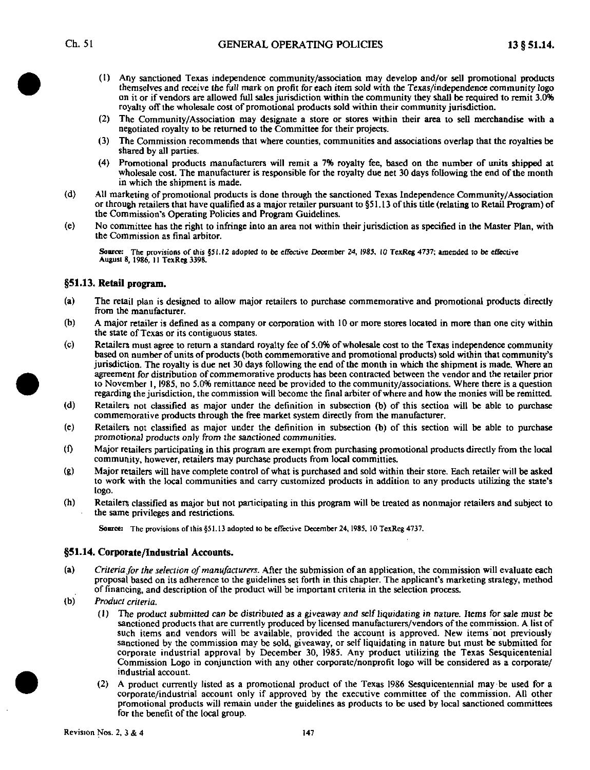(1) Any sanctioned Texas independence community/association may develop and/or sell promotional products themselves and receive the full mark on profit for each item sold with the Texas/independence community logo on it or if vendors are allowed full sales jurisdiction within the community they shall be required to remit 3.0% royalty off the wholesale cost of promotional products sold within their community jurisdiction.

(2) The Community/Association may designate a store or stores within their area to sell merchandise with a negotiated royalty to be returned to the Committee for their projects.

(3) The Commission recommends that where counties, communities and associations overlap that the royalties be shared by all parties.

(4) Promotional products manufacturers will remit a 7% royalty fee, based on the number of units shipped at wholesale cost. The manufacturer is responsible for the royalty due net 30 days following the end of the month in which the shipment is made.

(d) All marketing of promotional products is done through the sanctioned Texas Independence Community/Association or through retailers that have qualified as a major retailer pursuant to §51.13 of this title (relating to Retail Program) of the Commission's Operating Policies and Program Guidelines.

(e) No committee has the right to infringe into an area not within their jurisdiction as specified in the Master Plan, with the Commission as final arbitor.

**Source:** The provisions of this §51.12 adopted to be effective December 24, 1985, 10 TexReg 4737; amended to be effective August 8, 1986, 11 TexReg 3398.

## §51.13. Retail program.

(a) The retail plan is designed to allow major retailers to purchase commemorative and promotional products directly from the manufacturer.

(b) A major retailer is defined as a company or corporation with 10 or more stores located in more than one city within the state of Texas or its contiguous states.

(c) Retailers must agree to return a standard royalty fee of 5.0% of wholesale cost to the Texas independence community based on number of units of products (both commemorative and promotional products) sold within that community's jurisdiction. The royalty is due net 30 days following the end of the month in which the shipment is made. Where an agreement for distribution of commemorative products has been contracted between the vendor and the retailer prior to November 1, 1985, no 5.0% remittance need be provided to the community/associations. Where there is a question regarding the jurisdiction, the commission will become the final arbiter of where and how the monies will be remitted.

(d) Retailers not classified as major under the definition in subsection (b) of this section will be able to purchase commemorative products through the free market system directly from the manufacturer.

(e) Retailers not classified as major under the definition in subsection (b) of this section will be able to purchase promotional products only from the sanctioned communities.

(f) Major retailers participating in this program are exempt from purchasing promotional products directly from the local community, however, retailers may purchase products from local committies.

(g) Major retailers will have complete control of what is purchased and sold within their store. Each retailer will be asked to work with the local communities and carry customized products in addition to any products utilizing the state's logo.

(h) Retailers classified as major but not participating in this program will be treated as nonmajor retailers and subject to the same privileges and restrictions.

**Source:** The provisions of this §51.13 adopted to be effective December 24, 1985, 10 TexReg 4737.

## §51.14. Corporate/Industrial Accounts.

(a) *Criteria for the selection of manufacturers.* After the submission of an application, the commission will evaluate each proposal based on its adherence to the guidelines set forth in this chapter. The applicant's marketing strategy, method of financing, and description of the product will be important criteria in the selection process.

(b) *Product criteria.*

(1) The product submitted can be distributed as a giveaway and self liquidating in nature. Items for sale must be sanctioned products that are currently produced by licensed manufacturers/vendors of the commission. A list of such items and vendors will be available, provided the account is approved. New items not previously sanctioned by the commission may be sold, giveaway, or self liquidating in nature but must be submitted for corporate industrial approval by December 30, 1985. Any product utilizing the Texas Sesquicentenial Commission Logo in conjunction with any other corporate/nonprofit logo will be considered as a corporate/industrial account.

(2) A product currently listed as a promotional product of the Texas 1986 Sesquicentennial may be used for a corporate/industrial account only if approved by the executive committee of the commission. All other promotional products will remain under the guidelines as products to be used by local sanctioned committees for the benefit of the local group.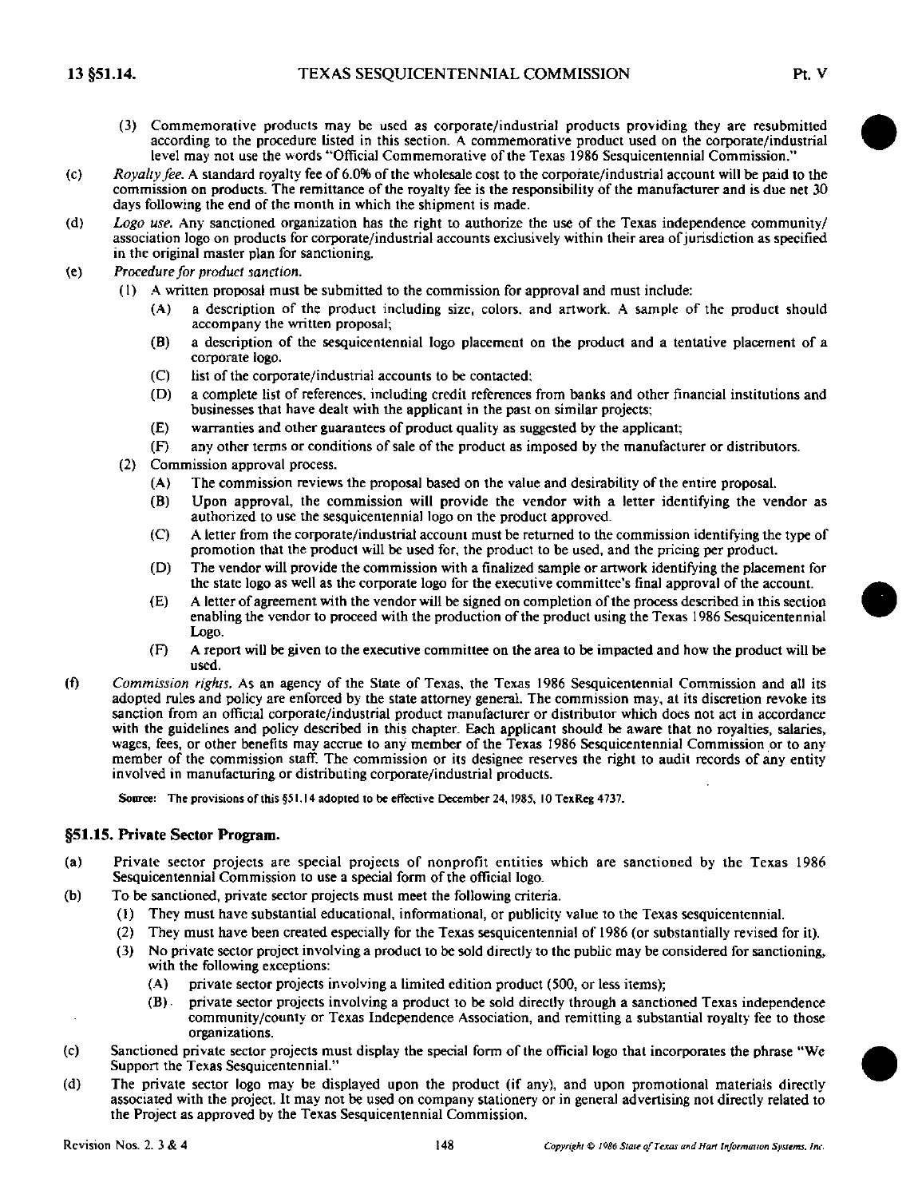(3) Commemorative products may be used as corporate/industrial products providing they are resubmitted according to the procedure listed in this section. A commemorative product used on the corporate/industrial level may not use the words "Official Commemorative of the Texas 1986 Sesquicentennial Commission."

(c) *Royalty fee.* A standard royalty fee of 6.0% of the wholesale cost to the corporate/industrial account will be paid to the commission on products. The remittance of the royalty fee is the responsibility of the manufacturer and is due net 30 days following the end of the month in which the shipment is made.

(d) *Logo use.* Any sanctioned organization has the right to authorize the use of the Texas independence community/association logo on products for corporate/industrial accounts exclusively within their area of jurisdiction as specified in the original master plan for sanctioning.

(e) *Procedure for product sanction.*

(1) A written proposal must be submitted to the commission for approval and must include:

(A) a description of the product including size, colors, and artwork. A sample of the product should accompany the written proposal;

(B) a description of the sesquicentennial logo placement on the product and a tentative placement of a corporate logo.

(C) list of the corporate/industrial accounts to be contacted;

(D) a complete list of references, including credit references from banks and other financial institutions and businesses that have dealt with the applicant in the past on similar projects;

(E) warranties and other guarantees of product quality as suggested by the applicant;

(F) any other terms or conditions of sale of the product as imposed by the manufacturer or distributors.

(2) Commission approval process.

(A) The commission reviews the proposal based on the value and desirability of the entire proposal.

(B) Upon approval, the commission will provide the vendor with a letter identifying the vendor as authorized to use the sesquicentennial logo on the product approved.

(C) A letter from the corporate/industrial account must be returned to the commission identifying the type of promotion that the product will be used for, the product to be used, and the pricing per product.

(D) The vendor will provide the commission with a finalized sample or artwork identifying the placement for the state logo as well as the corporate logo for the executive committee's final approval of the account.

(E) A letter of agreement with the vendor will be signed on completion of the process described in this section enabling the vendor to proceed with the production of the product using the Texas 1986 Sesquicentennial Logo.

(F) A report will be given to the executive committee on the area to be impacted and how the product will be used.

(f) *Commission rights.* As an agency of the State of Texas, the Texas 1986 Sesquicentennial Commission and all its adopted rules and policy are enforced by the state attorney general. The commission may, at its discretion revoke its sanction from an official corporate/industrial product manufacturer or distributor which does not act in accordance with the guidelines and policy described in this chapter. Each applicant should be aware that no royalties, salaries, wages, fees, or other benefits may accrue to any member of the Texas 1986 Sesquicentennial Commission or to any member of the commission staff. The commission or its designee reserves the right to audit records of any entity involved in manufacturing or distributing corporate/industrial products.

**Source:** The provisions of this §51.14 adopted to be effective December 24, 1985, 10 TexReg 4737.

### §51.15. Private Sector Program.

(a) Private sector projects are special projects of nonprofit entities which are sanctioned by the Texas 1986 Sesquicentennial Commission to use a special form of the official logo.

(b) To be sanctioned, private sector projects must meet the following criteria.

(1) They must have substantial educational, informational, or publicity value to the Texas sesquicentennial.

(2) They must have been created especially for the Texas sesquicentennial of 1986 (or substantially revised for it).

(3) No private sector project involving a product to be sold directly to the public may be considered for sanctioning, with the following exceptions:

(A) private sector projects involving a limited edition product (500, or less items);

(B) private sector projects involving a product to be sold directly through a sanctioned Texas independence community/county or Texas Independence Association, and remitting a substantial royalty fee to those organizations.

(c) Sanctioned private sector projects must display the special form of the official logo that incorporates the phrase "We Support the Texas Sesquicentennial."

(d) The private sector logo may be displayed upon the product (if any), and upon promotional materials directly associated with the project. It may not be used on company stationery or in general advertising not directly related to the Project as approved by the Texas Sesquicentennial Commission.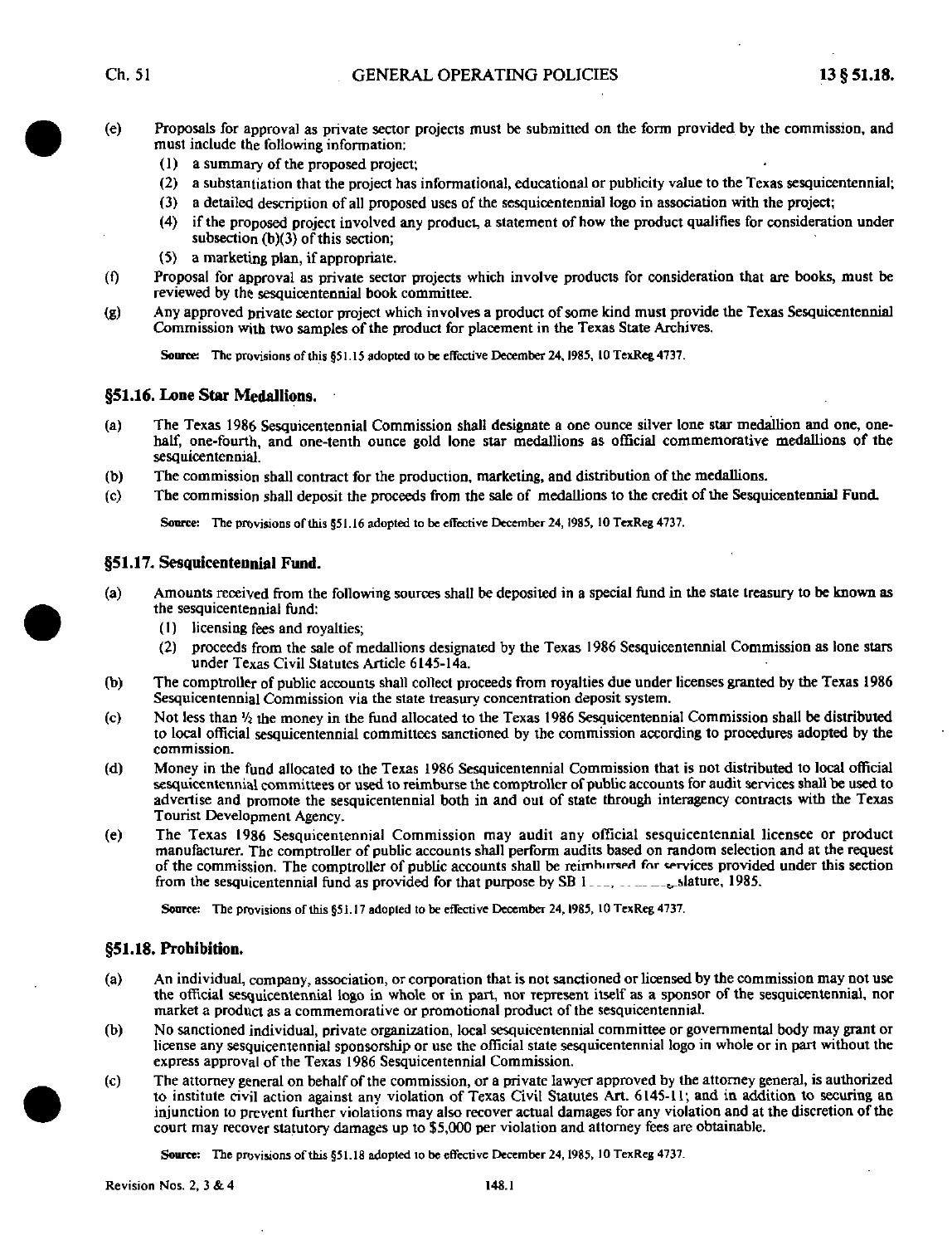(e) Proposals for approval as private sector projects must be submitted on the form provided by the commission, and must include the following information:

(1) a summary of the proposed project;

(2) a substantiation that the project has informational, educational or publicity value to the Texas sesquicentennial;

(3) a detailed description of all proposed uses of the sesquicentennial logo in association with the project;

(4) if the proposed project involved any product, a statement of how the product qualifies for consideration under subsection (b)(3) of this section;

(5) a marketing plan, if appropriate.

(f) Proposal for approval as private sector projects which involve products for consideration that are books, must be reviewed by the sesquicentennial book committee.

(g) Any approved private sector project which involves a product of some kind must provide the Texas Sesquicentennial Commission with two samples of the product for placement in the Texas State Archives.

**Source:** The provisions of this §51.15 adopted to be effective December 24, 1985, 10 TexReg 4737.

### §51.16. Lone Star Medallions.

(a) The Texas 1986 Sesquicentennial Commission shall designate a one ounce silver lone star medallion and one, one-half, one-fourth, and one-tenth ounce gold lone star medallions as official commemorative medallions of the sesquicentennial.

(b) The commission shall contract for the production, marketing, and distribution of the medallions.

(c) The commission shall deposit the proceeds from the sale of medallions to the credit of the Sesquicentennial Fund.

**Source:** The provisions of this §51.16 adopted to be effective December 24, 1985, 10 TexReg 4737.

### §51.17. Sesquicentennial Fund.

(a) Amounts received from the following sources shall be deposited in a special fund in the state treasury to be known as the sesquicentennial fund:

(1) licensing fees and royalties;

(2) proceeds from the sale of medallions designated by the Texas 1986 Sesquicentennial Commission as lone stars under Texas Civil Statutes Article 6145-14a.

(b) The comptroller of public accounts shall collect proceeds from royalties due under licenses granted by the Texas 1986 Sesquicentennial Commission via the state treasury concentration deposit system.

(c) Not less than ½ the money in the fund allocated to the Texas 1986 Sesquicentennial Commission shall be distributed to local official sesquicentennial committees sanctioned by the commission according to procedures adopted by the commission.

(d) Money in the fund allocated to the Texas 1986 Sesquicentennial Commission that is not distributed to local official sesquicentennial committees or used to reimburse the comptroller of public accounts for audit services shall be used to advertise and promote the sesquicentennial both in and out of state through interagency contracts with the Texas Tourist Development Agency.

(e) The Texas 1986 Sesquicentennial Commission may audit any official sesquicentennial licensee or product manufacturer. The comptroller of public accounts shall perform audits based on random selection and at the request of the commission. The comptroller of public accounts shall be reimbursed for services provided under this section from the sesquicentennial fund as provided for that purpose by SB 1\_\_\_, \_\_\_\_\_\_slature, 1985.

**Source:** The provisions of this §51.17 adopted to be effective December 24, 1985, 10 TexReg 4737.

### §51.18. Prohibition.

(a) An individual, company, association, or corporation that is not sanctioned or licensed by the commission may not use the official sesquicentennial logo in whole or in part, nor represent itself as a sponsor of the sesquicentennial, nor market a product as a commemorative or promotional product of the sesquicentennial.

(b) No sanctioned individual, private organization, local sesquicentennial committee or governmental body may grant or license any sesquicentennial sponsorship or use the official state sesquicentennial logo in whole or in part without the express approval of the Texas 1986 Sesquicentennial Commission.

(c) The attorney general on behalf of the commission, or a private lawyer approved by the attorney general, is authorized to institute civil action against any violation of Texas Civil Statutes Art. 6145-11; and in addition to securing an injunction to prevent further violations may also recover actual damages for any violation and at the discretion of the court may recover statutory damages up to $5,000 per violation and attorney fees are obtainable.

**Source:** The provisions of this §51.18 adopted to be effective December 24, 1985, 10 TexReg 4737.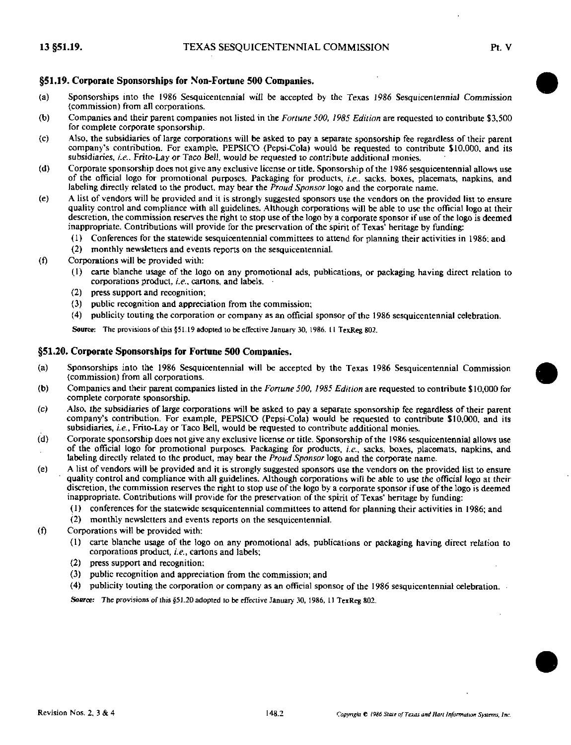## §51.19. Corporate Sponsorships for Non-Fortune 500 Companies.

(a) Sponsorships into the 1986 Sesquicentennial will be accepted by the *Texas 1986 Sesquicentennial Commission* (commission) from all corporations.

(b) Companies and their parent companies not listed in the *Fortune 500, 1985 Edition* are requested to contribute $3,500 for complete corporate sponsorship.

(c) Also, the subsidiaries of large corporations will be asked to pay a separate sponsorship fee regardless of their parent company's contribution. For example, PEPSICO (Pepsi-Cola) would be requested to contribute $10,000, and its subsidiaries, *i.e.*, *Frito-Lay* or *Taco Bell*, would be requested to contribute additional monies.

(d) Corporate sponsorship does not give any exclusive license or title. Sponsorship of the 1986 sesquicentennial allows use of the official logo for promotional purposes. Packaging for products, *i.e.*, sacks, boxes, placemats, napkins, and labeling directly related to the product, may bear the *Proud Sponsor* logo and the corporate name.

(e) A list of vendors will be provided and it is strongly suggested sponsors use the vendors on the provided list to ensure quality control and compliance with all guidelines. Although corporations will be able to use the official logo at their descretion, the commission reserves the right to stop use of the logo by a corporate sponsor if use of the logo is deemed inappropriate. Contributions will provide for the preservation of the spirit of Texas' heritage by funding:

  (1) Conferences for the statewide sesquicentennial committees to attend for planning their activities in 1986; and

  (2) monthly newsletters and events reports on the sesquicentennial.

(f) Corporations will be provided with:

  (1) carte blanche usage of the logo on any promotional ads, publications, or packaging having direct relation to corporations product, *i.e.*, cartons, and labels.

  (2) press support and recognition;

  (3) public recognition and appreciation from the commission;

  (4) publicity touting the corporation or company as an official sponsor of the 1986 sesquicentennial celebration.

**Source:** The provisions of this §51.19 adopted to be effective January 30, 1986, 11 TexReg 802.

## §51.20. Corporate Sponsorships for Fortune 500 Companies.

(a) Sponsorships into the 1986 Sesquicentennial will be accepted by the Texas 1986 Sesquicentennial Commission (commission) from all corporations.

(b) Companies and their parent companies listed in the *Fortune 500, 1985 Edition* are requested to contribute $10,000 for complete corporate sponsorship.

(c) Also, the subsidiaries of large corporations will be asked to pay a separate sponsorship fee regardless of their parent company's contribution. For example, PEPSICO (Pepsi-Cola) would be requested to contribute $10,000, and its subsidiaries, *i.e.*, Frito-Lay or Taco Bell, would be requested to contribute additional monies.

(d) Corporate sponsorship does not give any exclusive license or title. Sponsorship of the 1986 sesquicentennial allows use of the official logo for promotional purposes. Packaging for products, *i.e.*, sacks, boxes, placemats, napkins, and labeling directly related to the product, may bear the *Proud Sponsor* logo and the corporate name.

(e) A list of vendors will be provided and it is strongly suggested sponsors use the vendors on the provided list to ensure quality control and compliance with all guidelines. Although corporations will be able to use the official logo at their discretion, the commission reserves the right to stop use of the logo by a corporate sponsor if use of the logo is deemed inappropriate. Contributions will provide for the preservation of the spirit of Texas' heritage by funding:

  (1) conferences for the statewide sesquicentennial committees to attend for planning their activities in 1986; and

  (2) monthly newsletters and events reports on the sesquicentennial.

(f) Corporations will be provided with:

  (1) carte blanche usage of the logo on any promotional ads, publications or packaging having direct relation to corporations product, *i.e.*, cartons and labels;

  (2) press support and recognition;

  (3) public recognition and appreciation from the commission; and

  (4) publicity touting the corporation or company as an official sponsor of the 1986 sesquicentennial celebration.

**Source:** The provisions of this §51.20 adopted to be effective January 30, 1986, 11 TexReg 802.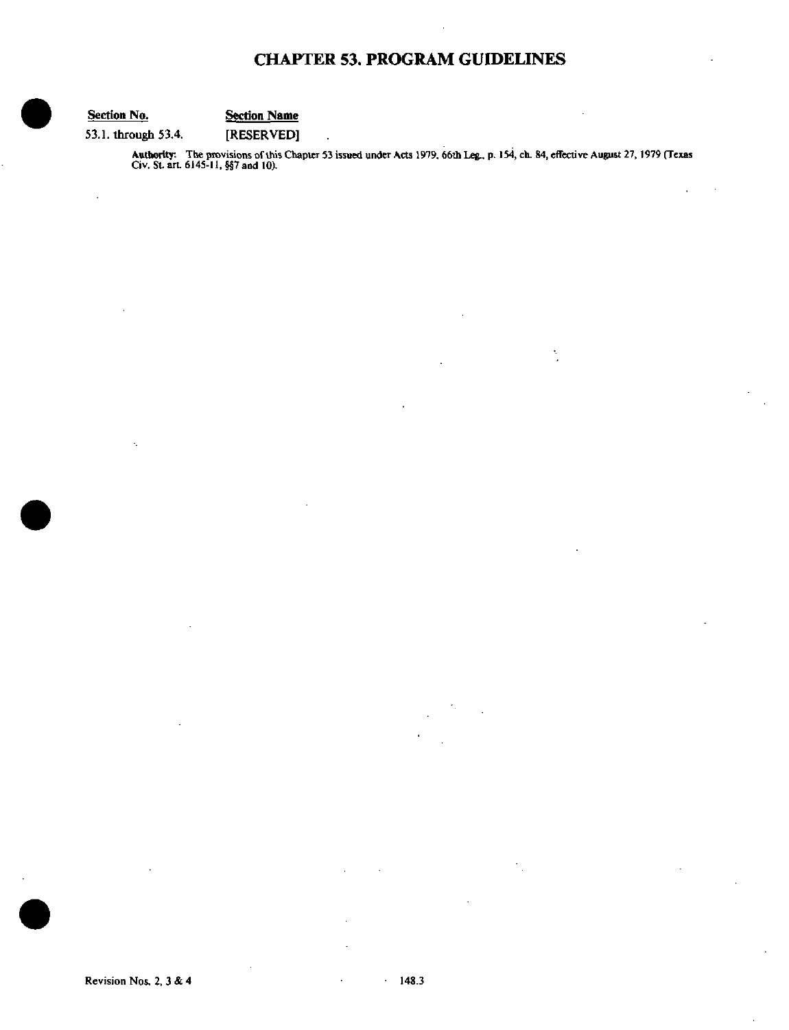# CHAPTER 53. PROGRAM GUIDELINES

| Section No. | Section Name |
| --- | --- |
| 53.1. through 53.4. | [RESERVED] |

**Authority:** The provisions of this Chapter 53 issued under Acts 1979, 66th Leg., p. 154, ch. 84, effective August 27, 1979 (Texas Civ. St. art. 6145-11, §§7 and 10).

Revision Nos. 2, 3 & 4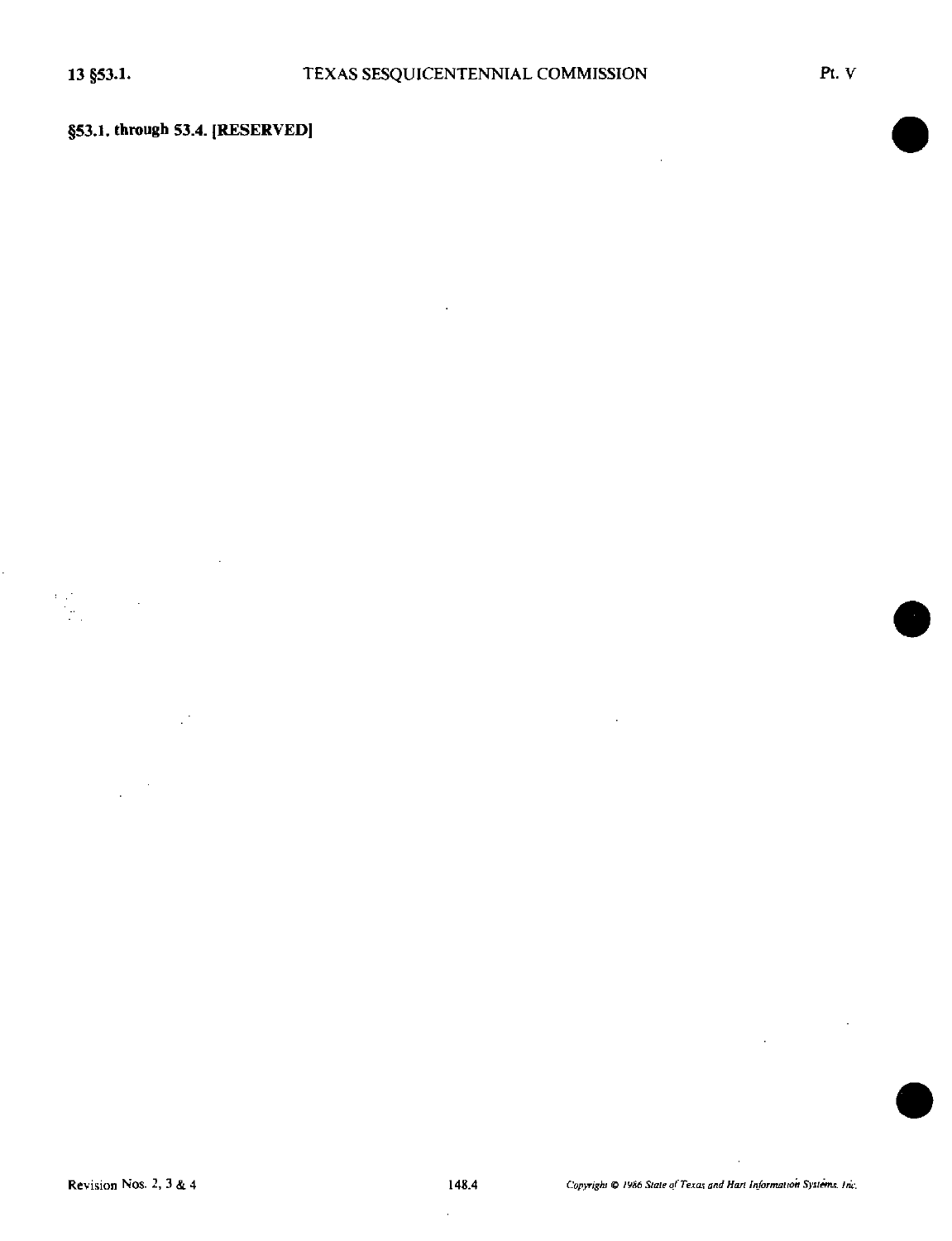**§53.1. through 53.4. [RESERVED]**